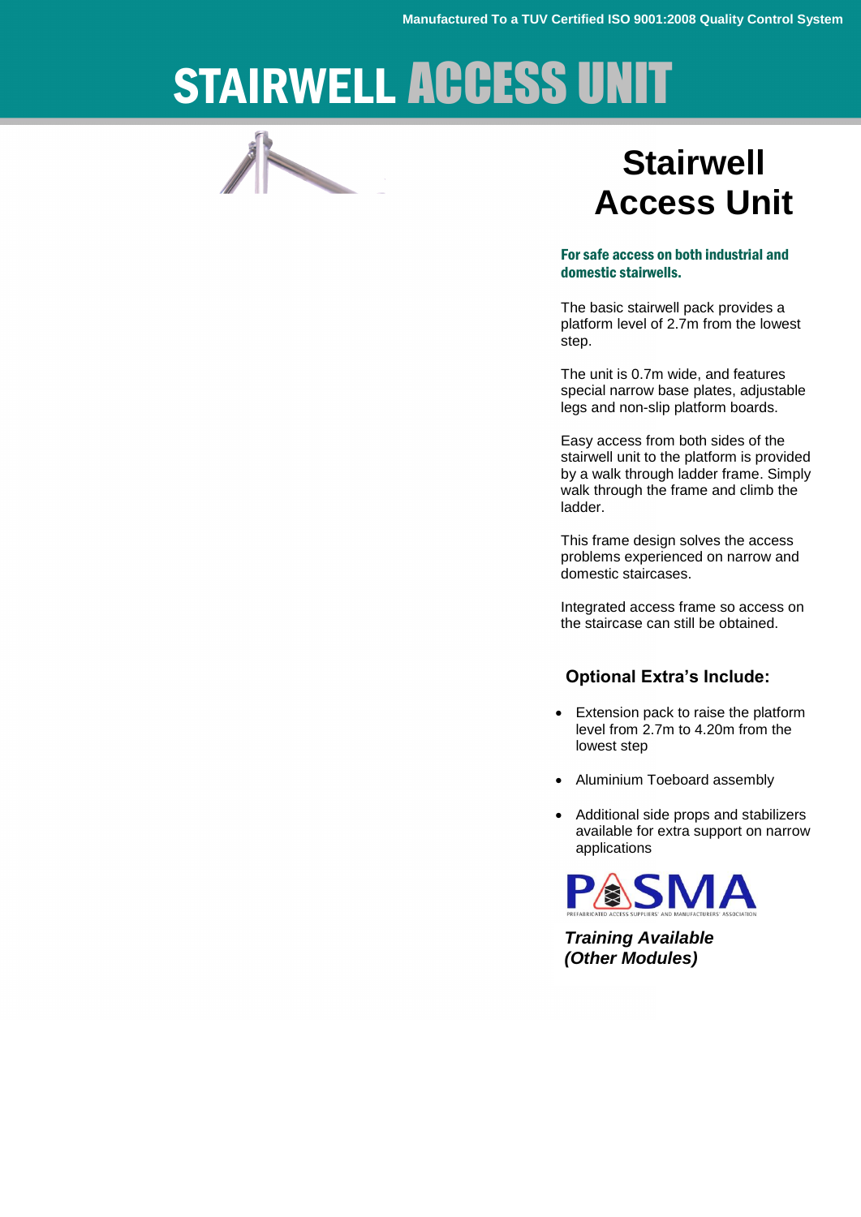Manufactured To a TUV Certified ISO 9001:2008 Quality Control System

# STAIRWELL ACCESS UNIT

## Stairwell Access Unit

**For safe access on both industrial and domestic stairwells.**

The basic stairwell pack provides a platform level of 2.7m from the lowest step.

The unit is 0.7m wide, and features special narrow base plates, adjustable legs and non-slip platform boards.

Easy access from both sides of the stairwell unit to the platform is provided by a walk through ladder frame. Simply walk through the frame and climb the ladder.

This frame design solves the access problems experienced on narrow and domestic staircases.

Integrated access frame so access on the staircase can still be obtained.

### Optional Extra's Include:

- Extension pack to raise the platform level from 2.7m to 4.20m from the lowest step
- Aluminium Toeboard assembly
- Additional side props and stabilizers available for extra support on narrow applications

PASMA

PREFABRICATED ACCESS SUPPLIERS' AND MANUFACTURERS' ASSOCIATION

***Training Available (Other Modules)***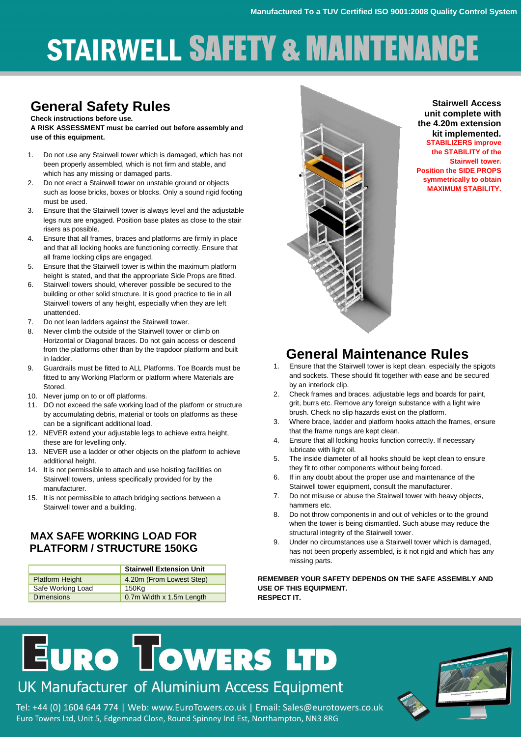Manufactured To a TUV Certified ISO 9001:2008 Quality Control System

# STAIRWELL SAFETY & MAINTENANCE

## General Safety Rules

**Check instructions before use.**
**A RISK ASSESSMENT must be carried out before assembly and use of this equipment.**

1. Do not use any Stairwell tower which is damaged, which has not been properly assembled, which is not firm and stable, and which has any missing or damaged parts.
2. Do not erect a Stairwell tower on unstable ground or objects such as loose bricks, boxes or blocks. Only a sound rigid footing must be used.
3. Ensure that the Stairwell tower is always level and the adjustable legs nuts are engaged. Position base plates as close to the stair risers as possible.
4. Ensure that all frames, braces and platforms are firmly in place and that all locking hooks are functioning correctly. Ensure that all frame locking clips are engaged.
5. Ensure that the Stairwell tower is within the maximum platform height is stated, and that the appropriate Side Props are fitted.
6. Stairwell towers should, wherever possible be secured to the building or other solid structure. It is good practice to tie in all Stairwell towers of any height, especially when they are left unattended.
7. Do not lean ladders against the Stairwell tower.
8. Never climb the outside of the Stairwell tower or climb on Horizontal or Diagonal braces. Do not gain access or descend from the platforms other than by the trapdoor platform and built in ladder.
9. Guardrails must be fitted to ALL Platforms. Toe Boards must be fitted to any Working Platform or platform where Materials are Stored.
10. Never jump on to or off platforms.
11. DO not exceed the safe working load of the platform or structure by accumulating debris, material or tools on platforms as these can be a significant additional load.
12. NEVER extend your adjustable legs to achieve extra height, these are for levelling only.
13. NEVER use a ladder or other objects on the platform to achieve additional height.
14. It is not permissible to attach and use hoisting facilities on Stairwell towers, unless specifically provided for by the manufacturer.
15. It is not permissible to attach bridging sections between a Stairwell tower and a building.

### MAX SAFE WORKING LOAD FOR PLATFORM / STRUCTURE 150KG

| | Stairwell Extension Unit |
|---|---|
| Platform Height | 4.20m (From Lowest Step) |
| Safe Working Load | 150Kg |
| Dimensions | 0.7m Width x 1.5m Length |

**Stairwell Access unit complete with the 4.20m extension kit implemented.**
**STABILIZERS improve the STABILITY of the Stairwell tower. Position the SIDE PROPS symmetrically to obtain MAXIMUM STABILITY.**

## General Maintenance Rules

1. Ensure that the Stairwell tower is kept clean, especially the spigots and sockets. These should fit together with ease and be secured by an interlock clip.
2. Check frames and braces, adjustable legs and boards for paint, grit, burrs etc. Remove any foreign substance with a light wire brush. Check no slip hazards exist on the platform.
3. Where brace, ladder and platform hooks attach the frames, ensure that the frame rungs are kept clean.
4. Ensure that all locking hooks function correctly. If necessary lubricate with light oil.
5. The inside diameter of all hooks should be kept clean to ensure they fit to other components without being forced.
6. If in any doubt about the proper use and maintenance of the Stairwell tower equipment, consult the manufacturer.
7. Do not misuse or abuse the Stairwell tower with heavy objects, hammers etc.
8. Do not throw components in and out of vehicles or to the ground when the tower is being dismantled. Such abuse may reduce the structural integrity of the Stairwell tower.
9. Under no circumstances use a Stairwell tower which is damaged, has not been properly assembled, is it not rigid and which has any missing parts.

**REMEMBER YOUR SAFETY DEPENDS ON THE SAFE ASSEMBLY AND USE OF THIS EQUIPMENT.**
**RESPECT IT.**

# EURO TOWERS LTD

UK Manufacturer of Aluminium Access Equipment

Tel: +44 (0) 1604 644 774 | Web: www.EuroTowers.co.uk | Email: Sales@eurotowers.co.uk
Euro Towers Ltd, Unit 5, Edgemead Close, Round Spinney Ind Est, Northampton, NN3 8RG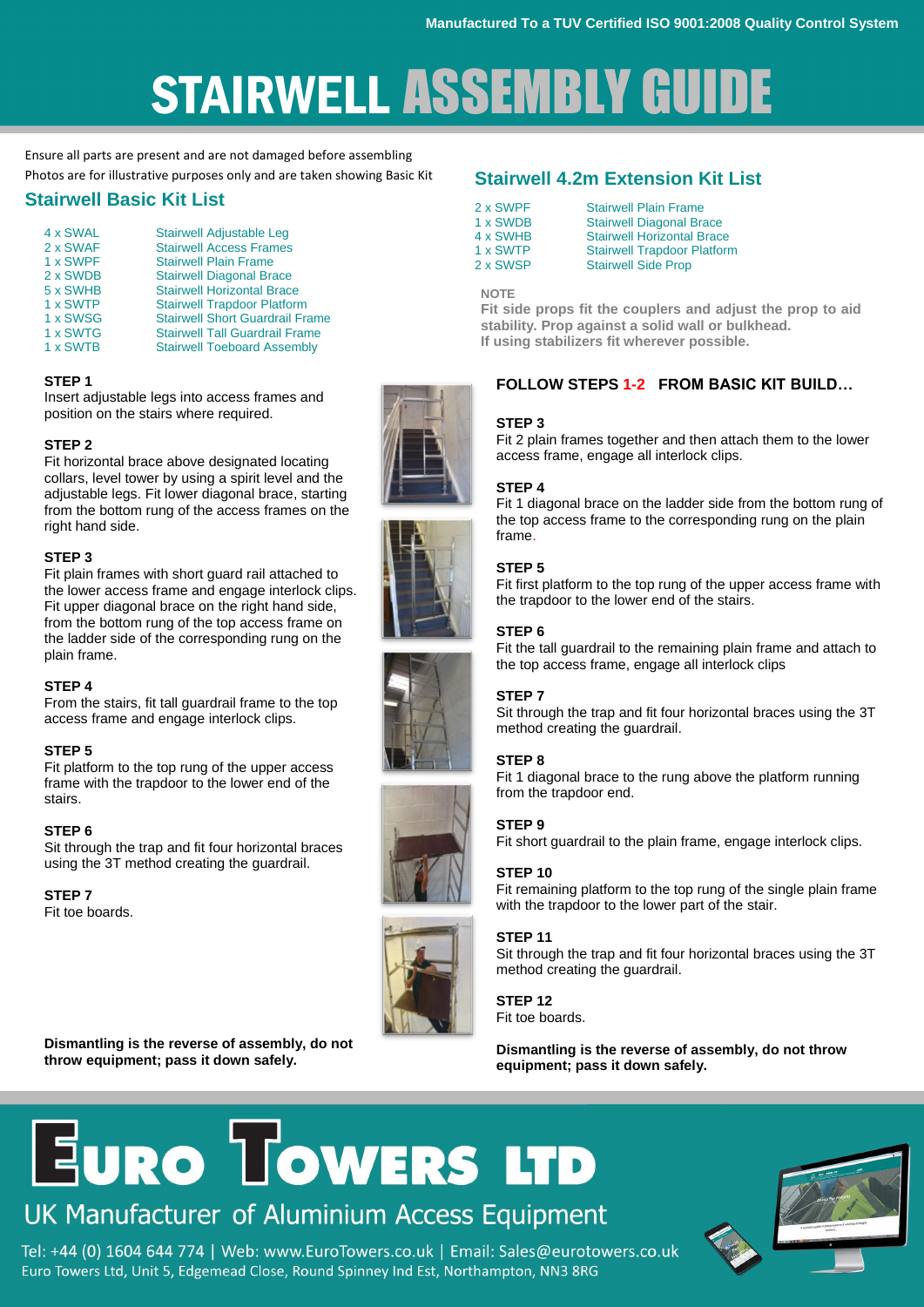Manufactured To a TUV Certified ISO 9001:2008 Quality Control System

# STAIRWELL ASSEMBLY GUIDE

Ensure all parts are present and are not damaged before assembling

Photos are for illustrative purposes only and are taken showing Basic Kit

## Stairwell Basic Kit List

| | |
|---|---|
| 4 x SWAL | Stairwell Adjustable Leg |
| 2 x SWAF | Stairwell Access Frames |
| 1 x SWPF | Stairwell Plain Frame |
| 2 x SWDB | Stairwell Diagonal Brace |
| 5 x SWHB | Stairwell Horizontal Brace |
| 1 x SWTP | Stairwell Trapdoor Platform |
| 1 x SWSG | Stairwell Short Guardrail Frame |
| 1 x SWTG | Stairwell Tall Guardrail Frame |
| 1 x SWTB | Stairwell Toeboard Assembly |

**STEP 1**
Insert adjustable legs into access frames and position on the stairs where required.

**STEP 2**
Fit horizontal brace above designated locating collars, level tower by using a spirit level and the adjustable legs. Fit lower diagonal brace, starting from the bottom rung of the access frames on the right hand side.

**STEP 3**
Fit plain frames with short guard rail attached to the lower access frame and engage interlock clips. Fit upper diagonal brace on the right hand side, from the bottom rung of the top access frame on the ladder side of the corresponding rung on the plain frame.

**STEP 4**
From the stairs, fit tall guardrail frame to the top access frame and engage interlock clips.

**STEP 5**
Fit platform to the top rung of the upper access frame with the trapdoor to the lower end of the stairs.

**STEP 6**
Sit through the trap and fit four horizontal braces using the 3T method creating the guardrail.

**STEP 7**
Fit toe boards.

**Dismantling is the reverse of assembly, do not throw equipment; pass it down safely.**

## Stairwell 4.2m Extension Kit List

| | |
|---|---|
| 2 x SWPF | Stairwell Plain Frame |
| 1 x SWDB | Stairwell Diagonal Brace |
| 4 x SWHB | Stairwell Horizontal Brace |
| 1 x SWTP | Stairwell Trapdoor Platform |
| 2 x SWSP | Stairwell Side Prop |

NOTE

**Fit side props fit the couplers and adjust the prop to aid stability. Prop against a solid wall or bulkhead. If using stabilizers fit wherever possible.**

### FOLLOW STEPS 1-2 FROM BASIC KIT BUILD…

**STEP 3**
Fit 2 plain frames together and then attach them to the lower access frame, engage all interlock clips.

**STEP 4**
Fit 1 diagonal brace on the ladder side from the bottom rung of the top access frame to the corresponding rung on the plain frame.

**STEP 5**
Fit first platform to the top rung of the upper access frame with the trapdoor to the lower end of the stairs.

**STEP 6**
Fit the tall guardrail to the remaining plain frame and attach to the top access frame, engage all interlock clips

**STEP 7**
Sit through the trap and fit four horizontal braces using the 3T method creating the guardrail.

**STEP 8**
Fit 1 diagonal brace to the rung above the platform running from the trapdoor end.

**STEP 9**
Fit short guardrail to the plain frame, engage interlock clips.

**STEP 10**
Fit remaining platform to the top rung of the single plain frame with the trapdoor to the lower part of the stair.

**STEP 11**
Sit through the trap and fit four horizontal braces using the 3T method creating the guardrail.

**STEP 12**
Fit toe boards.

**Dismantling is the reverse of assembly, do not throw equipment; pass it down safely.**

# EURO TOWERS LTD

UK Manufacturer of Aluminium Access Equipment

Tel: +44 (0) 1604 644 774 | Web: www.EuroTowers.co.uk | Email: Sales@eurotowers.co.uk
Euro Towers Ltd, Unit 5, Edgemead Close, Round Spinney Ind Est, Northampton, NN3 8RG